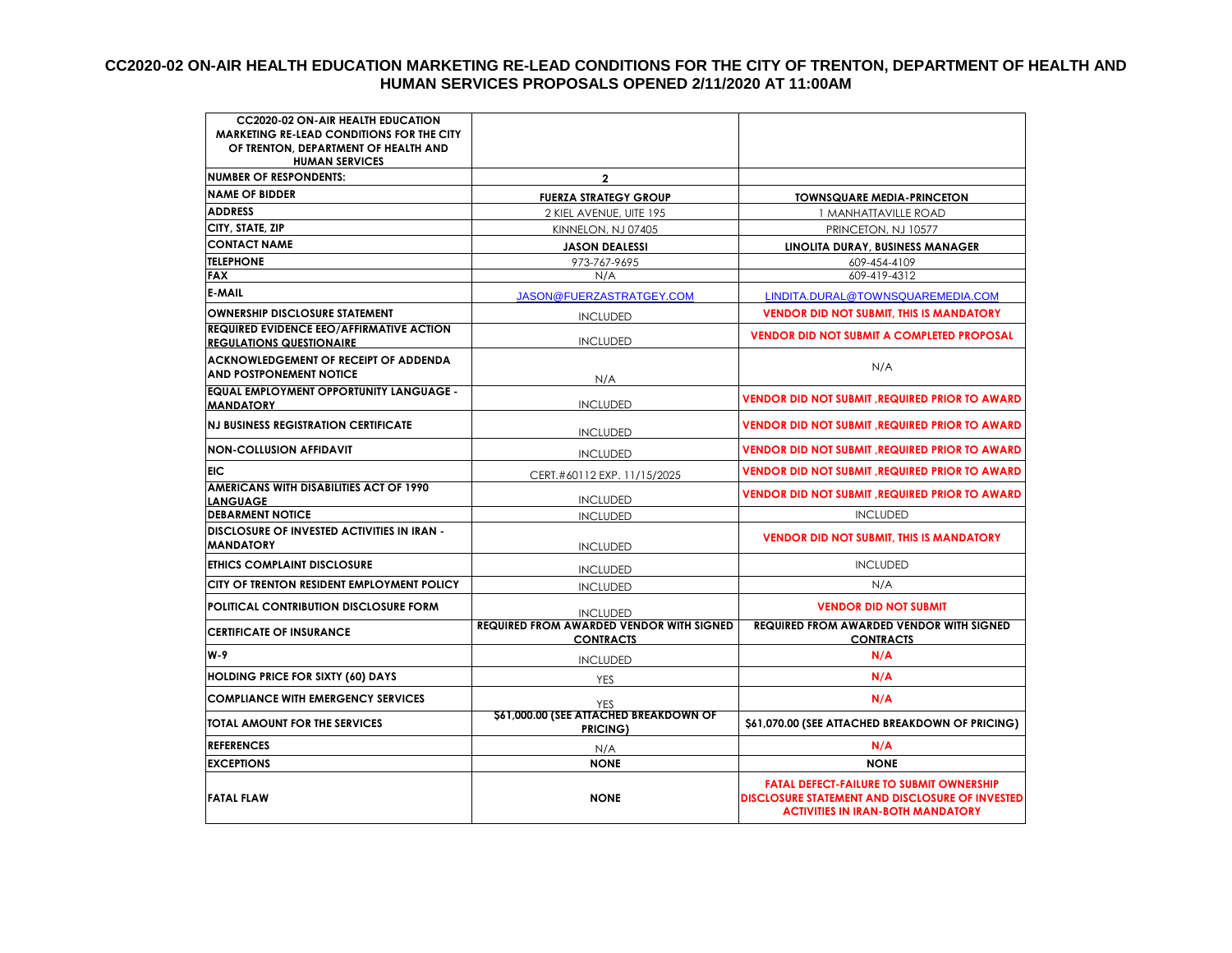# CC2020-02 ON-AIR HEALTH EDUCATION MARKETING RE-LEAD CONDITIONS FOR THE CITY OF TRENTON, DEPARTMENT OF HEALTH AND HUMAN SERVICES PROPOSALS OPENED 2/11/2020 AT 11:00AM

| CC2020-02 ON-AIR HEALTH EDUCATION MARKETING RE-LEAD CONDITIONS FOR THE CITY OF TRENTON, DEPARTMENT OF HEALTH AND HUMAN SERVICES | | |
|---|---|---|
| NUMBER OF RESPONDENTS: | 2 | |
| NAME OF BIDDER | FUERZA STRATEGY GROUP | TOWNSQUARE MEDIA-PRINCETON |
| ADDRESS | 2 KIEL AVENUE, UITE 195 | 1 MANHATTAVILLE ROAD |
| CITY, STATE, ZIP | KINNELON, NJ 07405 | PRINCETON, NJ 10577 |
| CONTACT NAME | JASON DEALESSI | LINOLITA DURAY, BUSINESS MANAGER |
| TELEPHONE | 973-767-9695 | 609-454-4109 |
| FAX | N/A | 609-419-4312 |
| E-MAIL | JASON@FUERZASTRATGEY.COM | LINDITA.DURAL@TOWNSQUAREMEDIA.COM |
| OWNERSHIP DISCLOSURE STATEMENT | INCLUDED | VENDOR DID NOT SUBMIT, THIS IS MANDATORY |
| REQUIRED EVIDENCE EEO/AFFIRMATIVE ACTION REGULATIONS QUESTIONAIRE | INCLUDED | VENDOR DID NOT SUBMIT A COMPLETED PROPOSAL |
| ACKNOWLEDGEMENT OF RECEIPT OF ADDENDA AND POSTPONEMENT NOTICE | N/A | N/A |
| EQUAL EMPLOYMENT OPPORTUNITY LANGUAGE - MANDATORY | INCLUDED | VENDOR DID NOT SUBMIT ,REQUIRED PRIOR TO AWARD |
| NJ BUSINESS REGISTRATION CERTIFICATE | INCLUDED | VENDOR DID NOT SUBMIT ,REQUIRED PRIOR TO AWARD |
| NON-COLLUSION AFFIDAVIT | INCLUDED | VENDOR DID NOT SUBMIT ,REQUIRED PRIOR TO AWARD |
| EIC | CERT.#60112 EXP. 11/15/2025 | VENDOR DID NOT SUBMIT ,REQUIRED PRIOR TO AWARD |
| AMERICANS WITH DISABILITIES ACT OF 1990 LANGUAGE | INCLUDED | VENDOR DID NOT SUBMIT ,REQUIRED PRIOR TO AWARD |
| DEBARMENT NOTICE | INCLUDED | INCLUDED |
| DISCLOSURE OF INVESTED ACTIVITIES IN IRAN - MANDATORY | INCLUDED | VENDOR DID NOT SUBMIT, THIS IS MANDATORY |
| ETHICS COMPLAINT DISCLOSURE | INCLUDED | INCLUDED |
| CITY OF TRENTON RESIDENT EMPLOYMENT POLICY | INCLUDED | N/A |
| POLITICAL CONTRIBUTION DISCLOSURE FORM | INCLUDED | VENDOR DID NOT SUBMIT |
| CERTIFICATE OF INSURANCE | REQUIRED FROM AWARDED VENDOR WITH SIGNED CONTRACTS | REQUIRED FROM AWARDED VENDOR WITH SIGNED CONTRACTS |
| W-9 | INCLUDED | N/A |
| HOLDING PRICE FOR SIXTY (60) DAYS | YES | N/A |
| COMPLIANCE WITH EMERGENCY SERVICES | YES | N/A |
| TOTAL AMOUNT FOR THE SERVICES | $61,000.00 (SEE ATTACHED BREAKDOWN OF PRICING) | $61,070.00 (SEE ATTACHED BREAKDOWN OF PRICING) |
| REFERENCES | N/A | N/A |
| EXCEPTIONS | NONE | NONE |
| FATAL FLAW | NONE | FATAL DEFECT-FAILURE TO SUBMIT OWNERSHIP DISCLOSURE STATEMENT AND DISCLOSURE OF INVESTED ACTIVITIES IN IRAN-BOTH MANDATORY |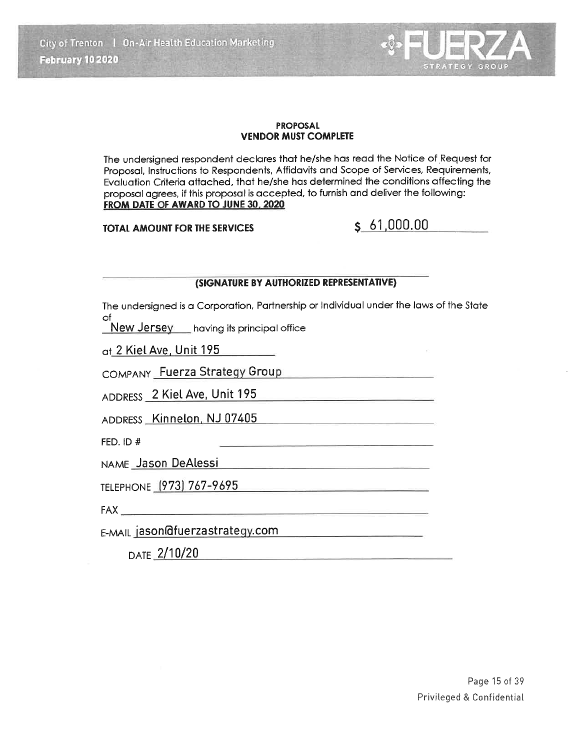**PROPOSAL**
**VENDOR MUST COMPLETE**

The undersigned respondent declares that he/she has read the Notice of Request for Proposal, Instructions to Respondents, Affidavits and Scope of Services, Requirements, Evaluation Criteria attached, that he/she has determined the conditions affecting the proposal agrees, if this proposal is accepted, to furnish and deliver the following:
**FROM DATE OF AWARD TO JUNE 30, 2020**

**TOTAL AMOUNT FOR THE SERVICES** $ 61,000.00

______________________________
**(SIGNATURE BY AUTHORIZED REPRESENTATIVE)**

The undersigned is a Corporation, Partnership or Individual under the laws of the State of New Jersey having its principal office

at 2 Kiel Ave, Unit 195

COMPANY Fuerza Strategy Group

ADDRESS 2 Kiel Ave, Unit 195

ADDRESS Kinnelon, NJ 07405

FED. ID # ______________________________

NAME Jason DeAlessi

TELEPHONE (973) 767-9695

FAX ______________________________

E-MAIL jason@fuerzastrategy.com

DATE 2/10/20

Privileged & Confidential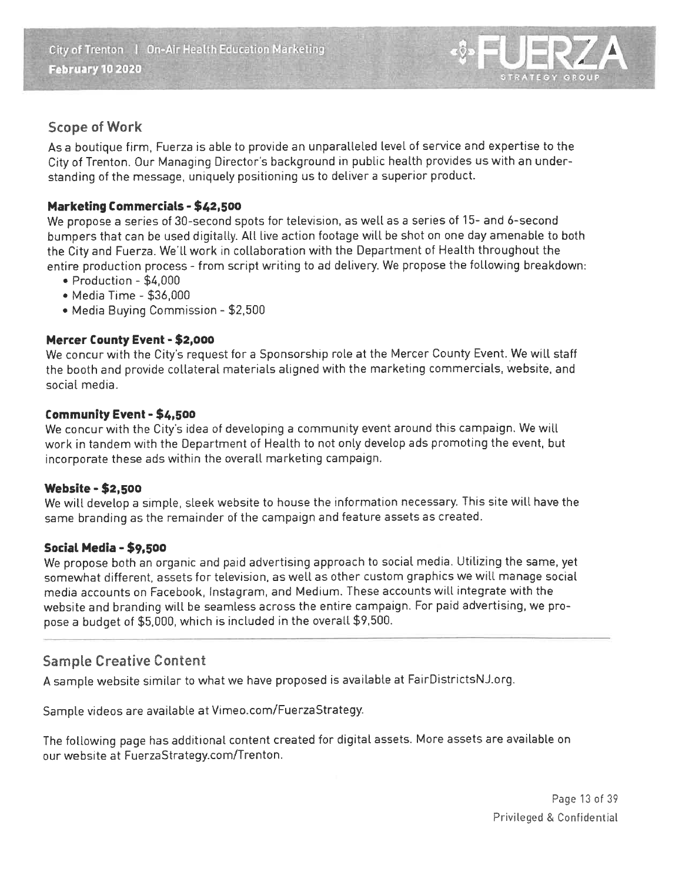## Scope of Work

As a boutique firm, Fuerza is able to provide an unparalleled level of service and expertise to the City of Trenton. Our Managing Director's background in public health provides us with an understanding of the message, uniquely positioning us to deliver a superior product.

### Marketing Commercials - $42,500

We propose a series of 30-second spots for television, as well as a series of 15- and 6-second bumpers that can be used digitally. All live action footage will be shot on one day amenable to both the City and Fuerza. We'll work in collaboration with the Department of Health throughout the entire production process - from script writing to ad delivery. We propose the following breakdown:

- Production - $4,000
- Media Time - $36,000
- Media Buying Commission - $2,500

### Mercer County Event - $2,000

We concur with the City's request for a Sponsorship role at the Mercer County Event. We will staff the booth and provide collateral materials aligned with the marketing commercials, website, and social media.

### Community Event - $4,500

We concur with the City's idea of developing a community event around this campaign. We will work in tandem with the Department of Health to not only develop ads promoting the event, but incorporate these ads within the overall marketing campaign.

### Website - $2,500

We will develop a simple, sleek website to house the information necessary. This site will have the same branding as the remainder of the campaign and feature assets as created.

### Social Media - $9,500

We propose both an organic and paid advertising approach to social media. Utilizing the same, yet somewhat different, assets for television, as well as other custom graphics we will manage social media accounts on Facebook, Instagram, and Medium. These accounts will integrate with the website and branding will be seamless across the entire campaign. For paid advertising, we propose a budget of $5,000, which is included in the overall $9,500.

---

## Sample Creative Content

A sample website similar to what we have proposed is available at FairDistrictsNJ.org.

Sample videos are available at Vimeo.com/FuerzaStrategy.

The following page has additional content created for digital assets. More assets are available on our website at FuerzaStrategy.com/Trenton.

Privileged & Confidential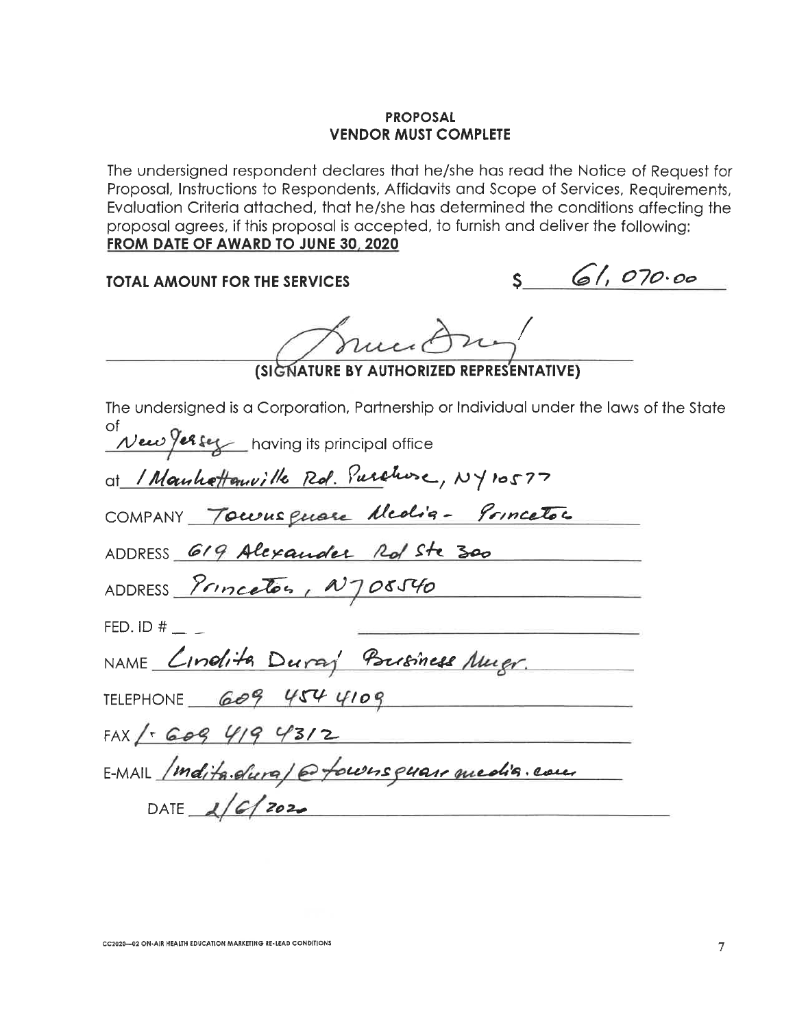**PROPOSAL**
**VENDOR MUST COMPLETE**

The undersigned respondent declares that he/she has read the Notice of Request for Proposal, Instructions to Respondents, Affidavits and Scope of Services, Requirements, Evaluation Criteria attached, that he/she has determined the conditions affecting the proposal agrees, if this proposal is accepted, to furnish and deliver the following:
**FROM DATE OF AWARD TO JUNE 30, 2020**

**TOTAL AMOUNT FOR THE SERVICES** $ 61,070.00

**(SIGNATURE BY AUTHORIZED REPRESENTATIVE)**

The undersigned is a Corporation, Partnership or Individual under the laws of the State of New Jersey having its principal office

at 1 Manhattanville Rd. Purchase, NY 10577

COMPANY Townsquare Media - Princeton

ADDRESS 619 Alexander Rd Ste 300

ADDRESS Princeton, NJ 08540

FED. ID #

NAME Lindita Duraj Business Mngr.

TELEPHONE 609 454 4109

FAX / 609 419 4312

E-MAIL lindita.duraj@townsquaremedia.com

DATE 2/6/2020

CC2020—02 ON-AIR HEALTH EDUCATION MARKETING RE-LEAD CONDITIONS